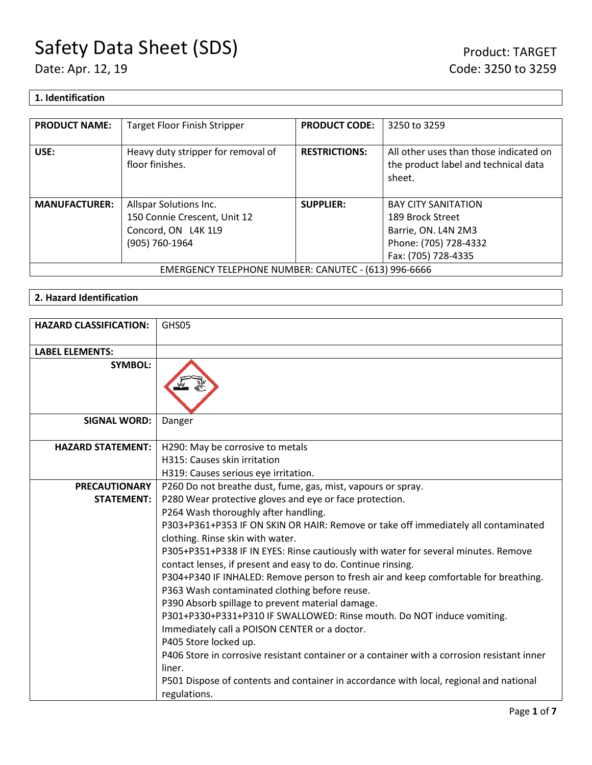# Safety Data Sheet (SDS)

Date: Apr. 12, 19

Product: TARGET
Code: 3250 to 3259

## 1. Identification

| PRODUCT NAME: | Target Floor Finish Stripper | PRODUCT CODE: | 3250 to 3259 |
|---|---|---|---|
| USE: | Heavy duty stripper for removal of floor finishes. | RESTRICTIONS: | All other uses than those indicated on the product label and technical data sheet. |
| MANUFACTURER: | Allspar Solutions Inc.<br>150 Connie Crescent, Unit 12<br>Concord, ON L4K 1L9<br>(905) 760-1964 | SUPPLIER: | BAY CITY SANITATION<br>189 Brock Street<br>Barrie, ON. L4N 2M3<br>Phone: (705) 728-4332<br>Fax: (705) 728-4335 |
| EMERGENCY TELEPHONE NUMBER: CANUTEC - (613) 996-6666 | | | |

## 2. Hazard Identification

| HAZARD CLASSIFICATION: | GHS05 |
|---|---|
| LABEL ELEMENTS: | |
| SYMBOL: | |
| SIGNAL WORD: | Danger |
| HAZARD STATEMENT: | H290: May be corrosive to metals<br>H315: Causes skin irritation<br>H319: Causes serious eye irritation. |
| PRECAUTIONARY STATEMENT: | P260 Do not breathe dust, fume, gas, mist, vapours or spray.<br>P280 Wear protective gloves and eye or face protection.<br>P264 Wash thoroughly after handling.<br>P303+P361+P353 IF ON SKIN OR HAIR: Remove or take off immediately all contaminated clothing. Rinse skin with water.<br>P305+P351+P338 IF IN EYES: Rinse cautiously with water for several minutes. Remove contact lenses, if present and easy to do. Continue rinsing.<br>P304+P340 IF INHALED: Remove person to fresh air and keep comfortable for breathing.<br>P363 Wash contaminated clothing before reuse.<br>P390 Absorb spillage to prevent material damage.<br>P301+P330+P331+P310 IF SWALLOWED: Rinse mouth. Do NOT induce vomiting. Immediately call a POISON CENTER or a doctor.<br>P405 Store locked up.<br>P406 Store in corrosive resistant container or a container with a corrosion resistant inner liner.<br>P501 Dispose of contents and container in accordance with local, regional and national regulations. |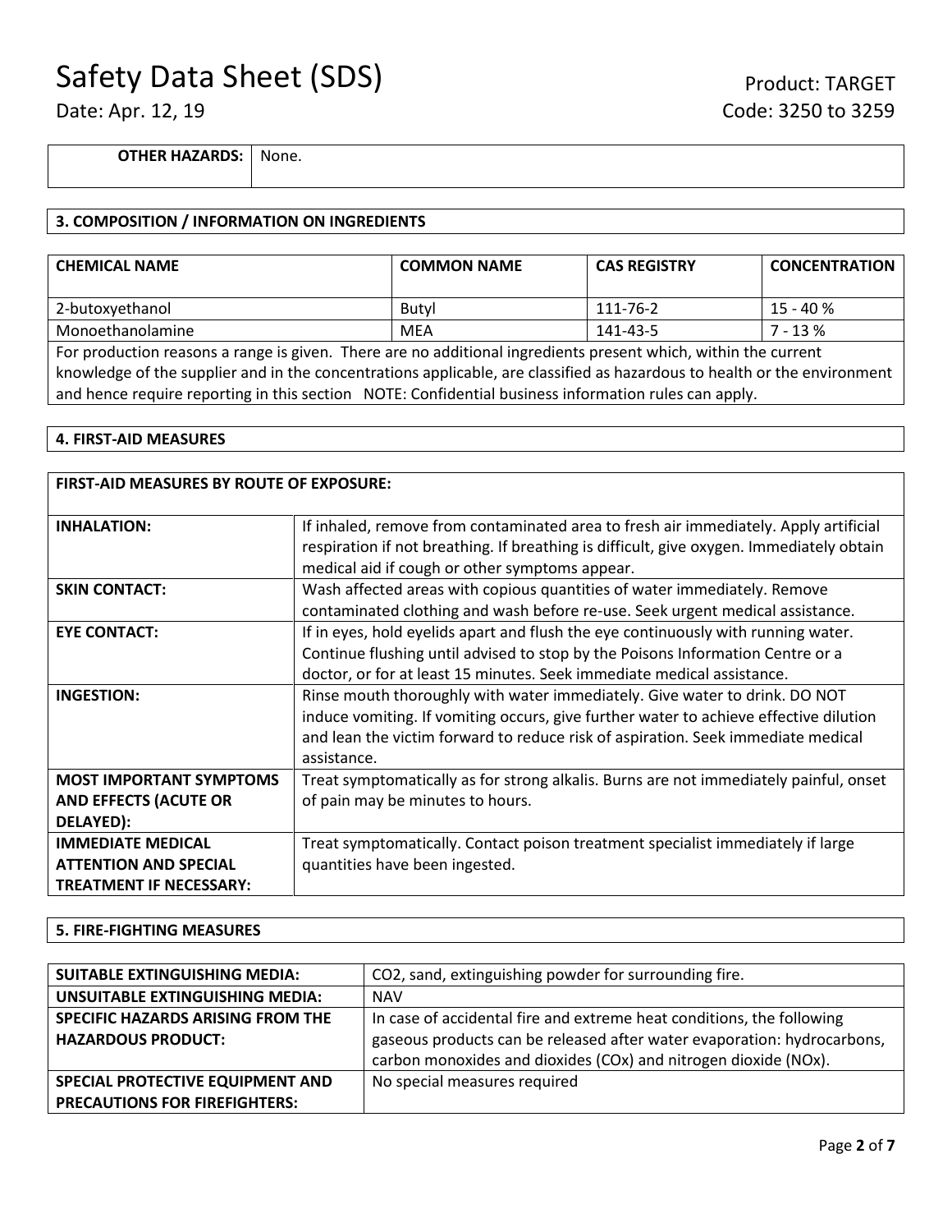| OTHER HAZARDS: | None. |
|---|---|

## 3. COMPOSITION / INFORMATION ON INGREDIENTS

| CHEMICAL NAME | COMMON NAME | CAS REGISTRY | CONCENTRATION |
|---|---|---|---|
| 2-butoxyethanol | Butyl | 111-76-2 | 15 - 40 % |
| Monoethanolamine | MEA | 141-43-5 | 7 - 13 % |

For production reasons a range is given. There are no additional ingredients present which, within the current knowledge of the supplier and in the concentrations applicable, are classified as hazardous to health or the environment and hence require reporting in this section NOTE: Confidential business information rules can apply.

## 4. FIRST-AID MEASURES

| FIRST-AID MEASURES BY ROUTE OF EXPOSURE: | |
|---|---|
| **INHALATION:** | If inhaled, remove from contaminated area to fresh air immediately. Apply artificial respiration if not breathing. If breathing is difficult, give oxygen. Immediately obtain medical aid if cough or other symptoms appear. |
| **SKIN CONTACT:** | Wash affected areas with copious quantities of water immediately. Remove contaminated clothing and wash before re-use. Seek urgent medical assistance. |
| **EYE CONTACT:** | If in eyes, hold eyelids apart and flush the eye continuously with running water. Continue flushing until advised to stop by the Poisons Information Centre or a doctor, or for at least 15 minutes. Seek immediate medical assistance. |
| **INGESTION:** | Rinse mouth thoroughly with water immediately. Give water to drink. DO NOT induce vomiting. If vomiting occurs, give further water to achieve effective dilution and lean the victim forward to reduce risk of aspiration. Seek immediate medical assistance. |
| **MOST IMPORTANT SYMPTOMS AND EFFECTS (ACUTE OR DELAYED):** | Treat symptomatically as for strong alkalis. Burns are not immediately painful, onset of pain may be minutes to hours. |
| **IMMEDIATE MEDICAL ATTENTION AND SPECIAL TREATMENT IF NECESSARY:** | Treat symptomatically. Contact poison treatment specialist immediately if large quantities have been ingested. |

## 5. FIRE-FIGHTING MEASURES

| SUITABLE EXTINGUISHING MEDIA: | $CO_2$, sand, extinguishing powder for surrounding fire. |
|---|---|
| **UNSUITABLE EXTINGUISHING MEDIA:** | NAV |
| **SPECIFIC HAZARDS ARISING FROM THE HAZARDOUS PRODUCT:** | In case of accidental fire and extreme heat conditions, the following gaseous products can be released after water evaporation: hydrocarbons, carbon monoxides and dioxides ($CO_x$) and nitrogen dioxide ($NO_x$). |
| **SPECIAL PROTECTIVE EQUIPMENT AND PRECAUTIONS FOR FIREFIGHTERS:** | No special measures required |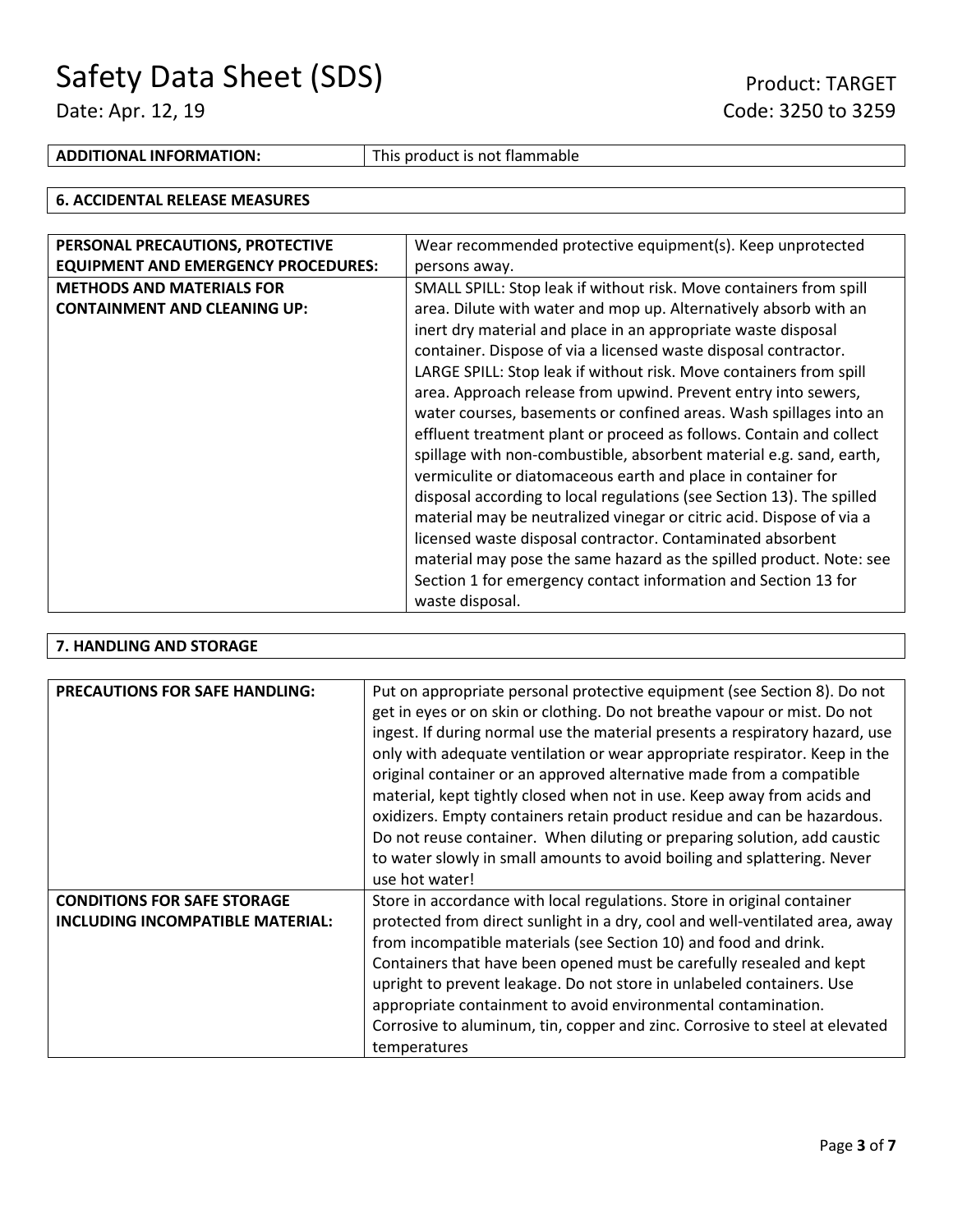| ADDITIONAL INFORMATION: | This product is not flammable |
| --- | --- |

## 6. ACCIDENTAL RELEASE MEASURES

| PERSONAL PRECAUTIONS, PROTECTIVE EQUIPMENT AND EMERGENCY PROCEDURES: | Wear recommended protective equipment(s). Keep unprotected persons away. |
| --- | --- |
| METHODS AND MATERIALS FOR CONTAINMENT AND CLEANING UP: | SMALL SPILL: Stop leak if without risk. Move containers from spill area. Dilute with water and mop up. Alternatively absorb with an inert dry material and place in an appropriate waste disposal container. Dispose of via a licensed waste disposal contractor. LARGE SPILL: Stop leak if without risk. Move containers from spill area. Approach release from upwind. Prevent entry into sewers, water courses, basements or confined areas. Wash spillages into an effluent treatment plant or proceed as follows. Contain and collect spillage with non-combustible, absorbent material e.g. sand, earth, vermiculite or diatomaceous earth and place in container for disposal according to local regulations (see Section 13). The spilled material may be neutralized vinegar or citric acid. Dispose of via a licensed waste disposal contractor. Contaminated absorbent material may pose the same hazard as the spilled product. Note: see Section 1 for emergency contact information and Section 13 for waste disposal. |

## 7. HANDLING AND STORAGE

| PRECAUTIONS FOR SAFE HANDLING: | Put on appropriate personal protective equipment (see Section 8). Do not get in eyes or on skin or clothing. Do not breathe vapour or mist. Do not ingest. If during normal use the material presents a respiratory hazard, use only with adequate ventilation or wear appropriate respirator. Keep in the original container or an approved alternative made from a compatible material, kept tightly closed when not in use. Keep away from acids and oxidizers. Empty containers retain product residue and can be hazardous. Do not reuse container. When diluting or preparing solution, add caustic to water slowly in small amounts to avoid boiling and splattering. Never use hot water! |
| --- | --- |
| CONDITIONS FOR SAFE STORAGE INCLUDING INCOMPATIBLE MATERIAL: | Store in accordance with local regulations. Store in original container protected from direct sunlight in a dry, cool and well-ventilated area, away from incompatible materials (see Section 10) and food and drink. Containers that have been opened must be carefully resealed and kept upright to prevent leakage. Do not store in unlabeled containers. Use appropriate containment to avoid environmental contamination. Corrosive to aluminum, tin, copper and zinc. Corrosive to steel at elevated temperatures |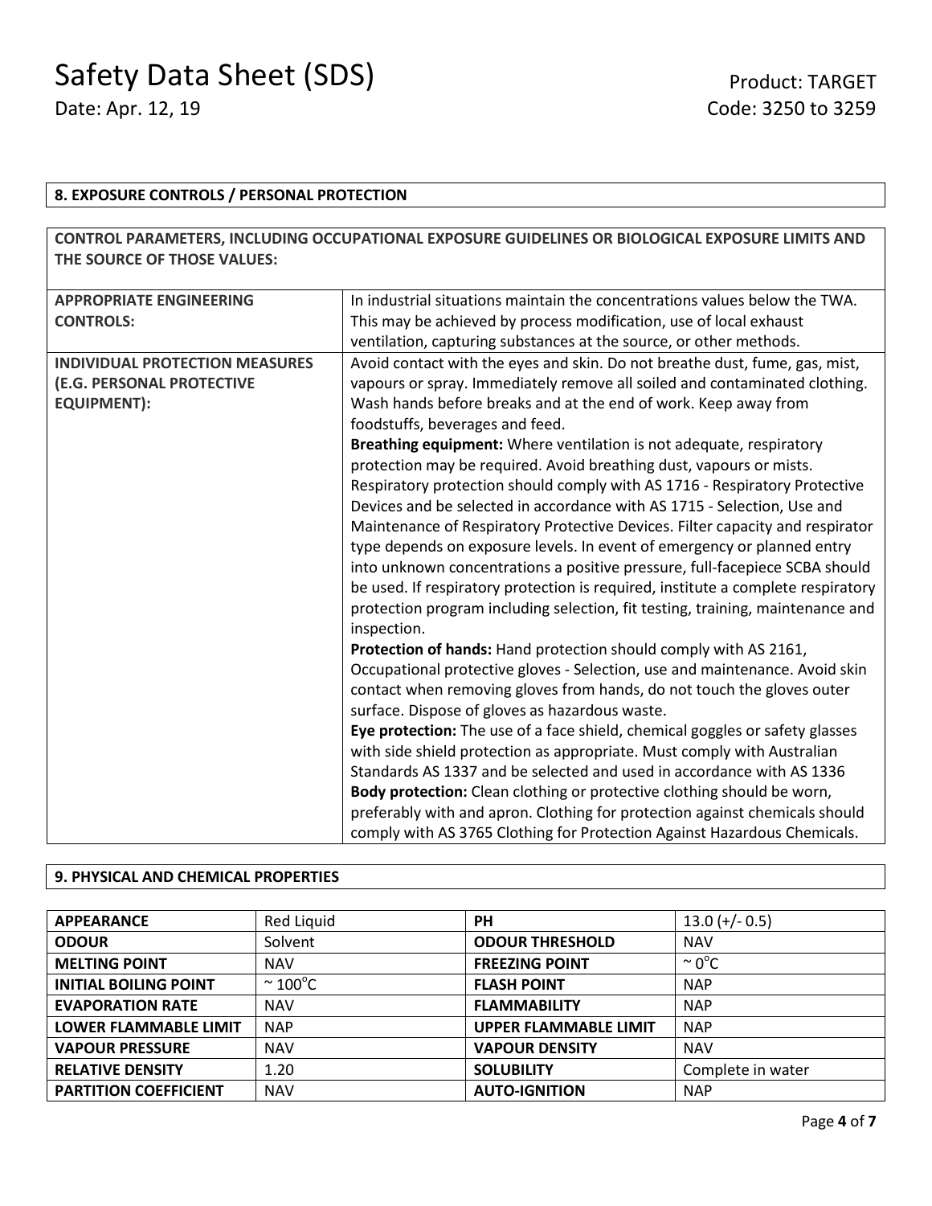## 8. EXPOSURE CONTROLS / PERSONAL PROTECTION

**CONTROL PARAMETERS, INCLUDING OCCUPATIONAL EXPOSURE GUIDELINES OR BIOLOGICAL EXPOSURE LIMITS AND THE SOURCE OF THOSE VALUES:**

| | |
|---|---|
| **APPROPRIATE ENGINEERING CONTROLS:** | In industrial situations maintain the concentrations values below the TWA. This may be achieved by process modification, use of local exhaust ventilation, capturing substances at the source, or other methods. |
| **INDIVIDUAL PROTECTION MEASURES (E.G. PERSONAL PROTECTIVE EQUIPMENT):** | Avoid contact with the eyes and skin. Do not breathe dust, fume, gas, mist, vapours or spray. Immediately remove all soiled and contaminated clothing. Wash hands before breaks and at the end of work. Keep away from foodstuffs, beverages and feed.<br>**Breathing equipment:** Where ventilation is not adequate, respiratory protection may be required. Avoid breathing dust, vapours or mists. Respiratory protection should comply with AS 1716 - Respiratory Protective Devices and be selected in accordance with AS 1715 - Selection, Use and Maintenance of Respiratory Protective Devices. Filter capacity and respirator type depends on exposure levels. In event of emergency or planned entry into unknown concentrations a positive pressure, full-facepiece SCBA should be used. If respiratory protection is required, institute a complete respiratory protection program including selection, fit testing, training, maintenance and inspection.<br>**Protection of hands:** Hand protection should comply with AS 2161, Occupational protective gloves - Selection, use and maintenance. Avoid skin contact when removing gloves from hands, do not touch the gloves outer surface. Dispose of gloves as hazardous waste.<br>**Eye protection:** The use of a face shield, chemical goggles or safety glasses with side shield protection as appropriate. Must comply with Australian Standards AS 1337 and be selected and used in accordance with AS 1336<br>**Body protection:** Clean clothing or protective clothing should be worn, preferably with and apron. Clothing for protection against chemicals should comply with AS 3765 Clothing for Protection Against Hazardous Chemicals. |

## 9. PHYSICAL AND CHEMICAL PROPERTIES

| | | | |
|---|---|---|---|
| **APPEARANCE** | Red Liquid | **PH** | 13.0 (+/- 0.5) |
| **ODOUR** | Solvent | **ODOUR THRESHOLD** | NAV |
| **MELTING POINT** | NAV | **FREEZING POINT** | ~ 0°C |
| **INITIAL BOILING POINT** | ~ 100°C | **FLASH POINT** | NAP |
| **EVAPORATION RATE** | NAV | **FLAMMABILITY** | NAP |
| **LOWER FLAMMABLE LIMIT** | NAP | **UPPER FLAMMABLE LIMIT** | NAP |
| **VAPOUR PRESSURE** | NAV | **VAPOUR DENSITY** | NAV |
| **RELATIVE DENSITY** | 1.20 | **SOLUBILITY** | Complete in water |
| **PARTITION COEFFICIENT** | NAV | **AUTO-IGNITION** | NAP |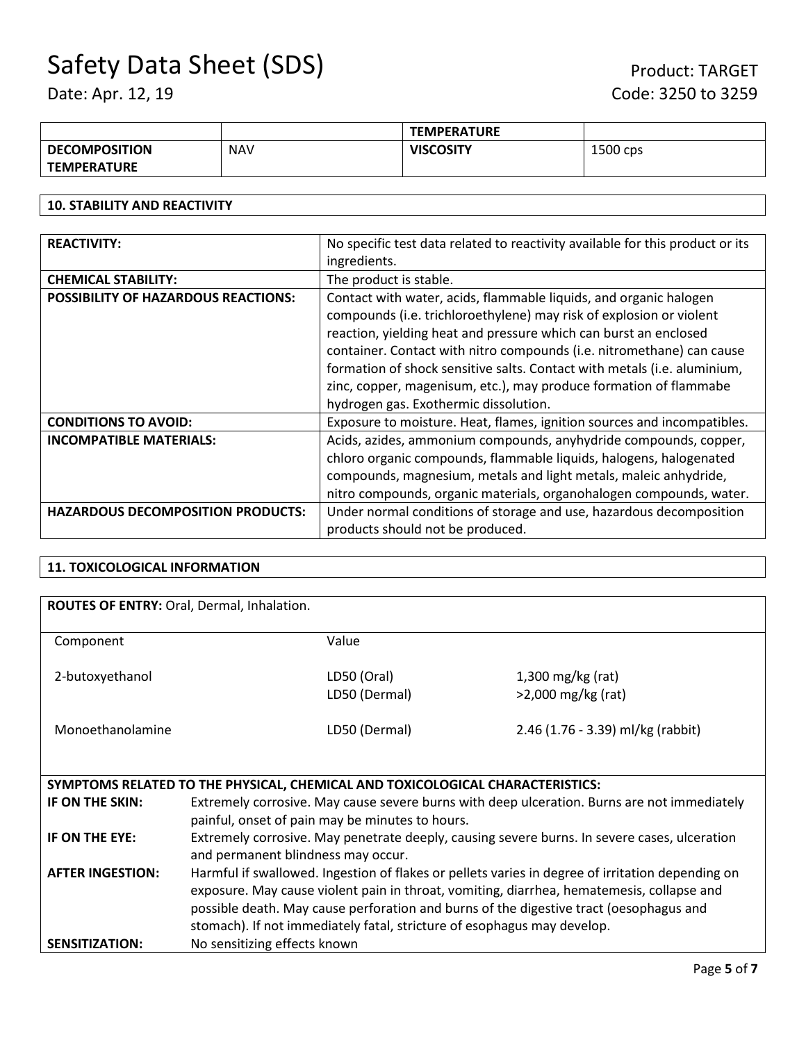| | | TEMPERATURE | |
|---|---|---|---|
| **DECOMPOSITION TEMPERATURE** | NAV | **VISCOSITY** | 1500 cps |

## 10. STABILITY AND REACTIVITY

| | |
|---|---|
| **REACTIVITY:** | No specific test data related to reactivity available for this product or its ingredients. |
| **CHEMICAL STABILITY:** | The product is stable. |
| **POSSIBILITY OF HAZARDOUS REACTIONS:** | Contact with water, acids, flammable liquids, and organic halogen compounds (i.e. trichloroethylene) may risk of explosion or violent reaction, yielding heat and pressure which can burst an enclosed container. Contact with nitro compounds (i.e. nitromethane) can cause formation of shock sensitive salts. Contact with metals (i.e. aluminium, zinc, copper, magenisum, etc.), may produce formation of flammabe hydrogen gas. Exothermic dissolution. |
| **CONDITIONS TO AVOID:** | Exposure to moisture. Heat, flames, ignition sources and incompatibles. |
| **INCOMPATIBLE MATERIALS:** | Acids, azides, ammonium compounds, anyhydride compounds, copper, chloro organic compounds, flammable liquids, halogens, halogenated compounds, magnesium, metals and light metals, maleic anhydride, nitro compounds, organic materials, organohalogen compounds, water. |
| **HAZARDOUS DECOMPOSITION PRODUCTS:** | Under normal conditions of storage and use, hazardous decomposition products should not be produced. |

## 11. TOXICOLOGICAL INFORMATION

**ROUTES OF ENTRY:** Oral, Dermal, Inhalation.

| Component | Value | |
|---|---|---|
| 2-butoxyethanol | LD50 (Oral) | 1,300 mg/kg (rat) |
| | LD50 (Dermal) | >2,000 mg/kg (rat) |
| Monoethanolamine | LD50 (Dermal) | 2.46 (1.76 - 3.39) ml/kg (rabbit) |

**SYMPTOMS RELATED TO THE PHYSICAL, CHEMICAL AND TOXICOLOGICAL CHARACTERISTICS:**

| | |
|---|---|
| **IF ON THE SKIN:** | Extremely corrosive. May cause severe burns with deep ulceration. Burns are not immediately painful, onset of pain may be minutes to hours. |
| **IF ON THE EYE:** | Extremely corrosive. May penetrate deeply, causing severe burns. In severe cases, ulceration and permanent blindness may occur. |
| **AFTER INGESTION:** | Harmful if swallowed. Ingestion of flakes or pellets varies in degree of irritation depending on exposure. May cause violent pain in throat, vomiting, diarrhea, hematemesis, collapse and possible death. May cause perforation and burns of the digestive tract (oesophagus and stomach). If not immediately fatal, stricture of esophagus may develop. |
| **SENSITIZATION:** | No sensitizing effects known |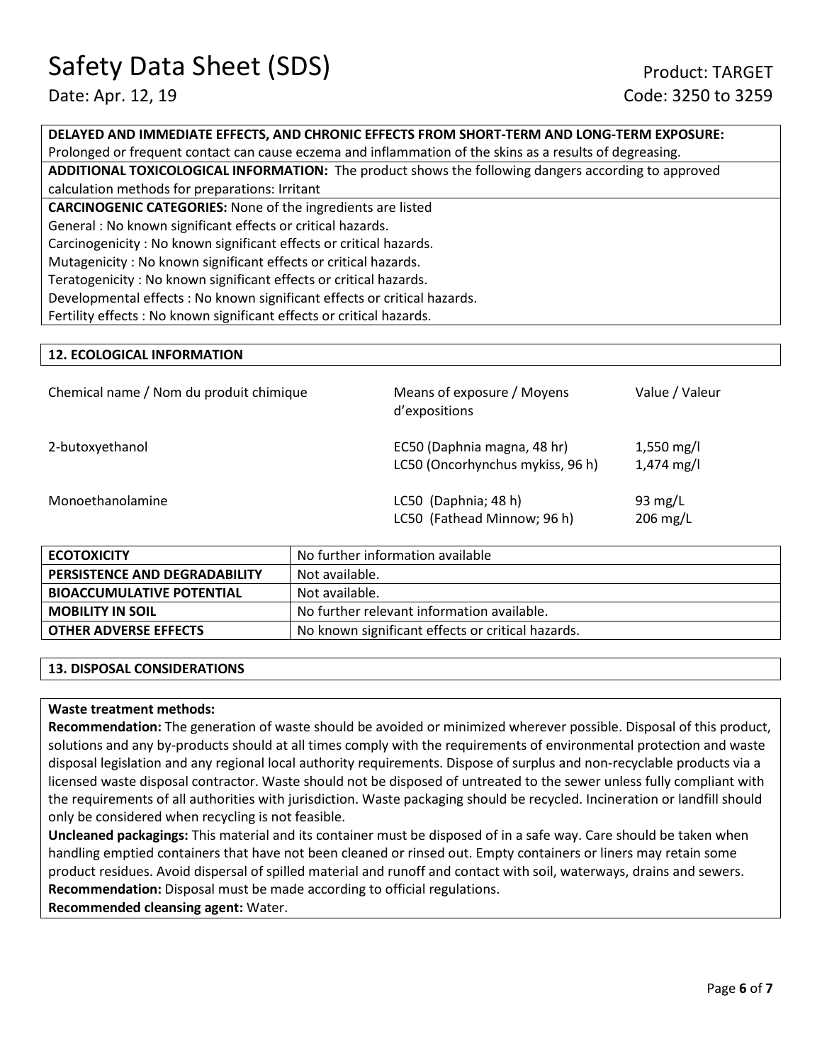**DELAYED AND IMMEDIATE EFFECTS, AND CHRONIC EFFECTS FROM SHORT-TERM AND LONG-TERM EXPOSURE:**
Prolonged or frequent contact can cause eczema and inflammation of the skins as a results of degreasing.

**ADDITIONAL TOXICOLOGICAL INFORMATION:** The product shows the following dangers according to approved calculation methods for preparations: Irritant

**CARCINOGENIC CATEGORIES:** None of the ingredients are listed
General : No known significant effects or critical hazards.
Carcinogenicity : No known significant effects or critical hazards.
Mutagenicity : No known significant effects or critical hazards.
Teratogenicity : No known significant effects or critical hazards.
Developmental effects : No known significant effects or critical hazards.
Fertility effects : No known significant effects or critical hazards.

## 12. ECOLOGICAL INFORMATION

| Chemical name / Nom du produit chimique | Means of exposure / Moyens d'expositions | Value / Valeur |
|---|---|---|
| 2-butoxyethanol | EC50 (Daphnia magna, 48 hr)<br>LC50 (Oncorhynchus mykiss, 96 h) | 1,550 mg/l<br>1,474 mg/l |
| Monoethanolamine | LC50 (Daphnia; 48 h)<br>LC50 (Fathead Minnow; 96 h) | 93 mg/L<br>206 mg/L |

| | |
|---|---|
| **ECOTOXICITY** | No further information available |
| **PERSISTENCE AND DEGRADABILITY** | Not available. |
| **BIOACCUMULATIVE POTENTIAL** | Not available. |
| **MOBILITY IN SOIL** | No further relevant information available. |
| **OTHER ADVERSE EFFECTS** | No known significant effects or critical hazards. |

## 13. DISPOSAL CONSIDERATIONS

**Waste treatment methods:**
**Recommendation:** The generation of waste should be avoided or minimized wherever possible. Disposal of this product, solutions and any by-products should at all times comply with the requirements of environmental protection and waste disposal legislation and any regional local authority requirements. Dispose of surplus and non-recyclable products via a licensed waste disposal contractor. Waste should not be disposed of untreated to the sewer unless fully compliant with the requirements of all authorities with jurisdiction. Waste packaging should be recycled. Incineration or landfill should only be considered when recycling is not feasible.
**Uncleaned packagings:** This material and its container must be disposed of in a safe way. Care should be taken when handling emptied containers that have not been cleaned or rinsed out. Empty containers or liners may retain some product residues. Avoid dispersal of spilled material and runoff and contact with soil, waterways, drains and sewers.
**Recommendation:** Disposal must be made according to official regulations.
**Recommended cleansing agent:** Water.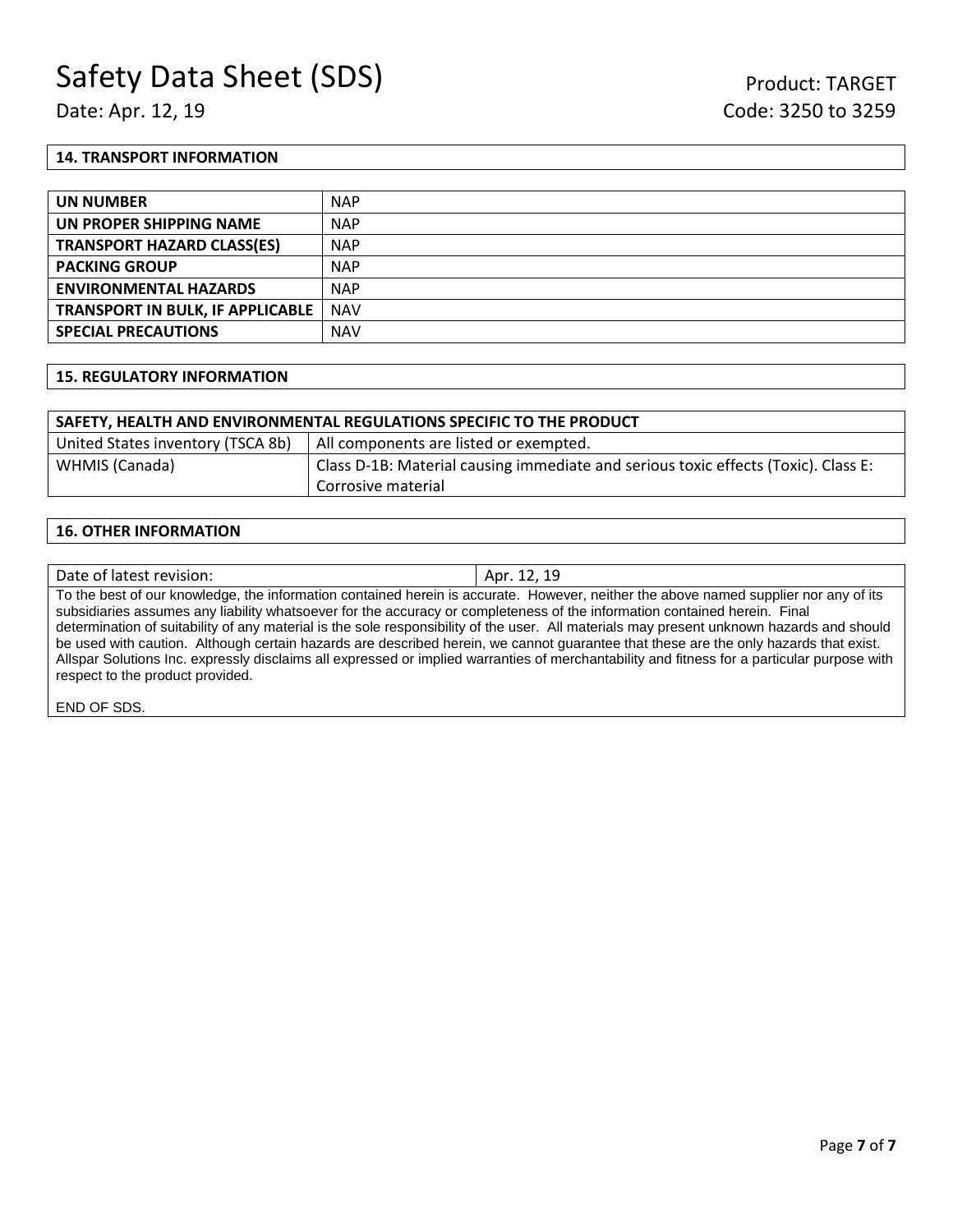## 14. TRANSPORT INFORMATION

| | |
|---|---|
| **UN NUMBER** | NAP |
| **UN PROPER SHIPPING NAME** | NAP |
| **TRANSPORT HAZARD CLASS(ES)** | NAP |
| **PACKING GROUP** | NAP |
| **ENVIRONMENTAL HAZARDS** | NAP |
| **TRANSPORT IN BULK, IF APPLICABLE** | NAV |
| **SPECIAL PRECAUTIONS** | NAV |

## 15. REGULATORY INFORMATION

| SAFETY, HEALTH AND ENVIRONMENTAL REGULATIONS SPECIFIC TO THE PRODUCT | |
|---|---|
| United States inventory (TSCA 8b) | All components are listed or exempted. |
| WHMIS (Canada) | Class D-1B: Material causing immediate and serious toxic effects (Toxic). Class E: Corrosive material |

## 16. OTHER INFORMATION

| | |
|---|---|
| Date of latest revision: | Apr. 12, 19 |

To the best of our knowledge, the information contained herein is accurate. However, neither the above named supplier nor any of its subsidiaries assumes any liability whatsoever for the accuracy or completeness of the information contained herein. Final determination of suitability of any material is the sole responsibility of the user. All materials may present unknown hazards and should be used with caution. Although certain hazards are described herein, we cannot guarantee that these are the only hazards that exist. Allspar Solutions Inc. expressly disclaims all expressed or implied warranties of merchantability and fitness for a particular purpose with respect to the product provided.

END OF SDS.